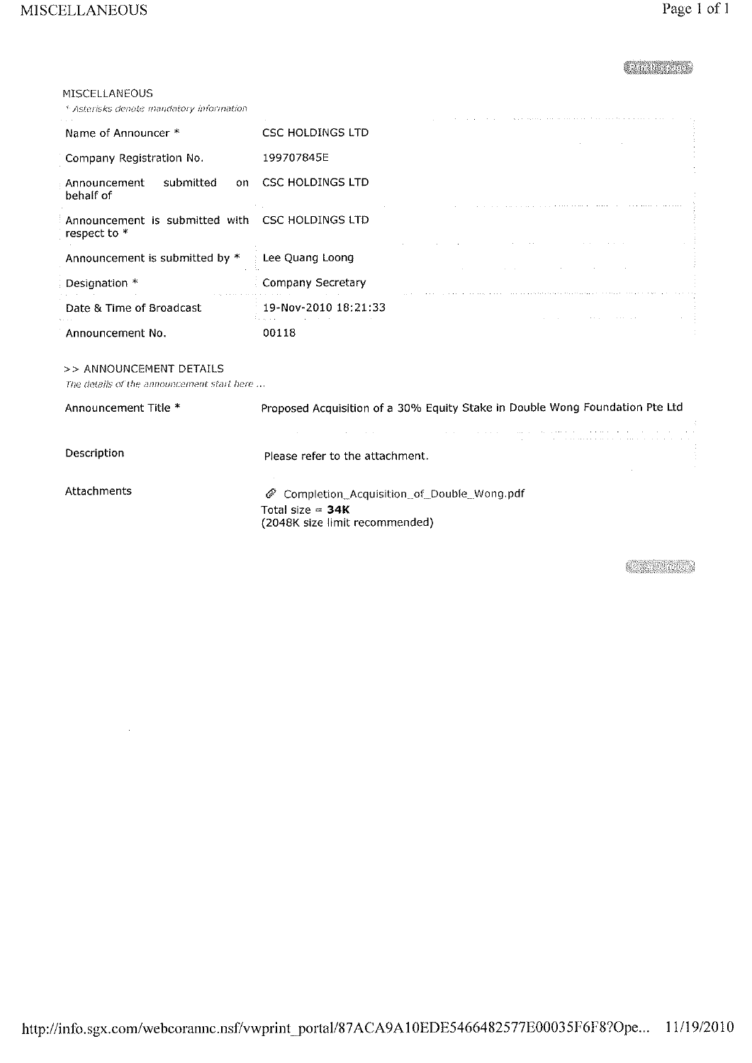MISCELLANEOUS

*\* Asterisks denote mandatory information*

| | |
|---|---|
| Name of Announcer * | CSC HOLDINGS LTD |
| Company Registration No. | 199707845E |
| Announcement submitted on behalf of | CSC HOLDINGS LTD |
| Announcement is submitted with respect to * | CSC HOLDINGS LTD |
| Announcement is submitted by * | Lee Quang Loong |
| Designation * | Company Secretary |
| Date & Time of Broadcast | 19-Nov-2010 18:21:33 |
| Announcement No. | 00118 |

>> ANNOUNCEMENT DETAILS

*The details of the announcement start here ...*

| | |
|---|---|
| Announcement Title * | Proposed Acquisition of a 30% Equity Stake in Double Wong Foundation Pte Ltd |
| Description | Please refer to the attachment. |
| Attachments | Completion_Acquisition_of_Double_Wong.pdf<br>Total size = **34K**<br>(2048K size limit recommended) |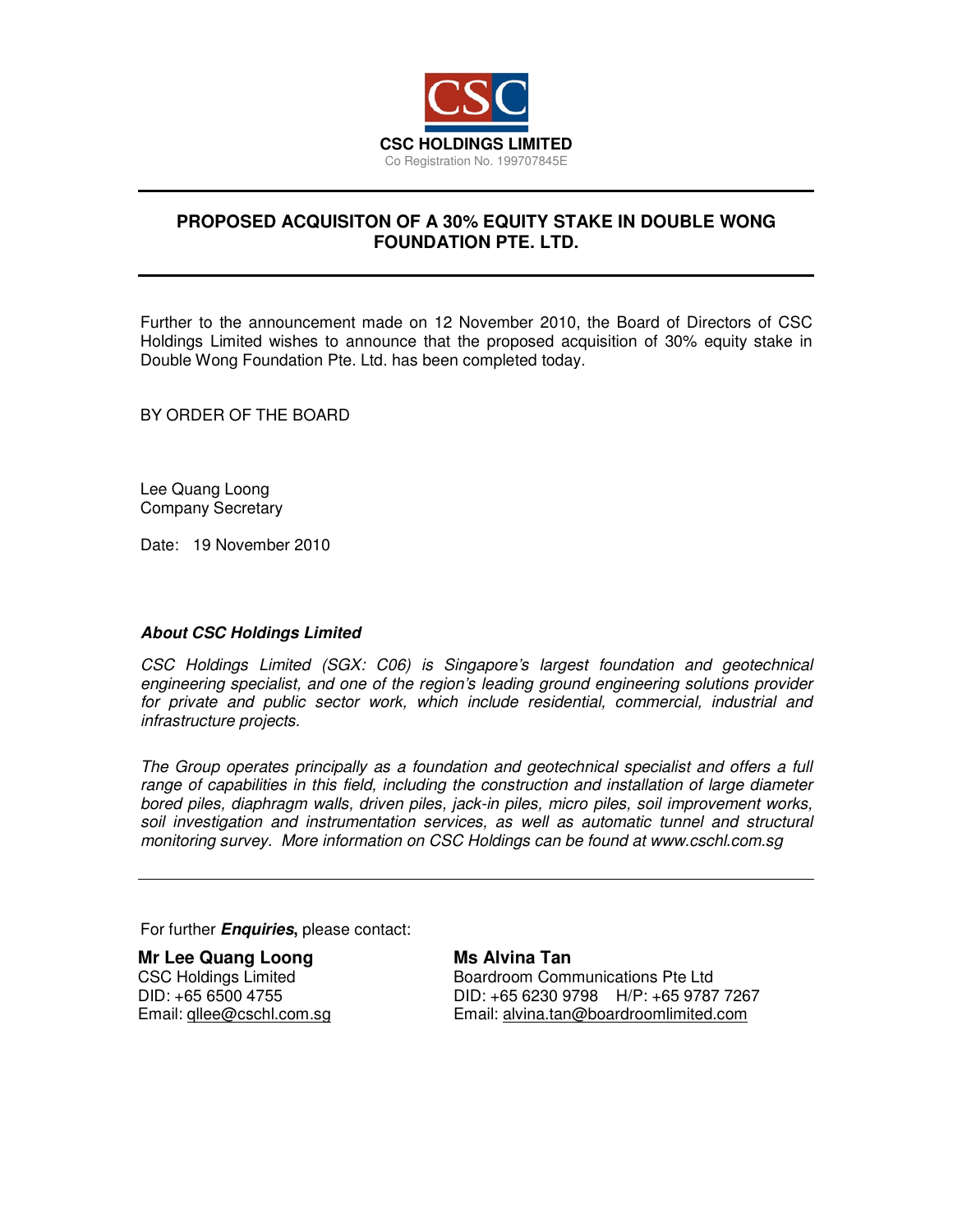**CSC HOLDINGS LIMITED**

Co Registration No. 199707845E

# PROPOSED ACQUISITON OF A 30% EQUITY STAKE IN DOUBLE WONG FOUNDATION PTE. LTD.

Further to the announcement made on 12 November 2010, the Board of Directors of CSC Holdings Limited wishes to announce that the proposed acquisition of 30% equity stake in Double Wong Foundation Pte. Ltd. has been completed today.

BY ORDER OF THE BOARD

Lee Quang Loong
Company Secretary

Date: 19 November 2010

***About CSC Holdings Limited***

*CSC Holdings Limited (SGX: C06) is Singapore's largest foundation and geotechnical engineering specialist, and one of the region's leading ground engineering solutions provider for private and public sector work, which include residential, commercial, industrial and infrastructure projects.*

*The Group operates principally as a foundation and geotechnical specialist and offers a full range of capabilities in this field, including the construction and installation of large diameter bored piles, diaphragm walls, driven piles, jack-in piles, micro piles, soil improvement works, soil investigation and instrumentation services, as well as automatic tunnel and structural monitoring survey. More information on CSC Holdings can be found at www.cschl.com.sg*

---

For further ***Enquiries***, please contact:

**Mr Lee Quang Loong**
CSC Holdings Limited
DID: +65 6500 4755
Email: qllee@cschl.com.sg

**Ms Alvina Tan**
Boardroom Communications Pte Ltd
DID: +65 6230 9798 H/P: +65 9787 7267
Email: alvina.tan@boardroomlimited.com